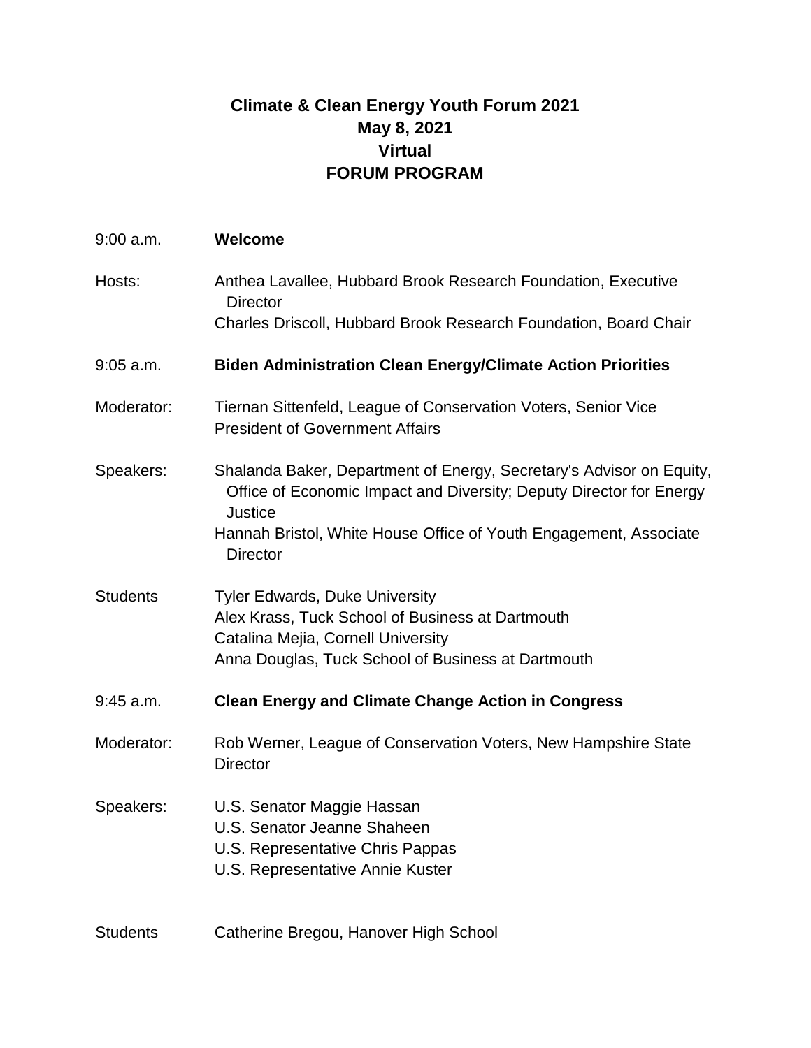# Climate & Clean Energy Youth Forum 2021
## May 8, 2021
## Virtual
## FORUM PROGRAM

9:00 a.m. **Welcome**

Hosts: Anthea Lavallee, Hubbard Brook Research Foundation, Executive Director
Charles Driscoll, Hubbard Brook Research Foundation, Board Chair

9:05 a.m. **Biden Administration Clean Energy/Climate Action Priorities**

Moderator: Tiernan Sittenfeld, League of Conservation Voters, Senior Vice President of Government Affairs

Speakers: Shalanda Baker, Department of Energy, Secretary's Advisor on Equity, Office of Economic Impact and Diversity; Deputy Director for Energy Justice
Hannah Bristol, White House Office of Youth Engagement, Associate Director

Students Tyler Edwards, Duke University
Alex Krass, Tuck School of Business at Dartmouth
Catalina Mejia, Cornell University
Anna Douglas, Tuck School of Business at Dartmouth

9:45 a.m. **Clean Energy and Climate Change Action in Congress**

Moderator: Rob Werner, League of Conservation Voters, New Hampshire State Director

Speakers: U.S. Senator Maggie Hassan
U.S. Senator Jeanne Shaheen
U.S. Representative Chris Pappas
U.S. Representative Annie Kuster

Students Catherine Bregou, Hanover High School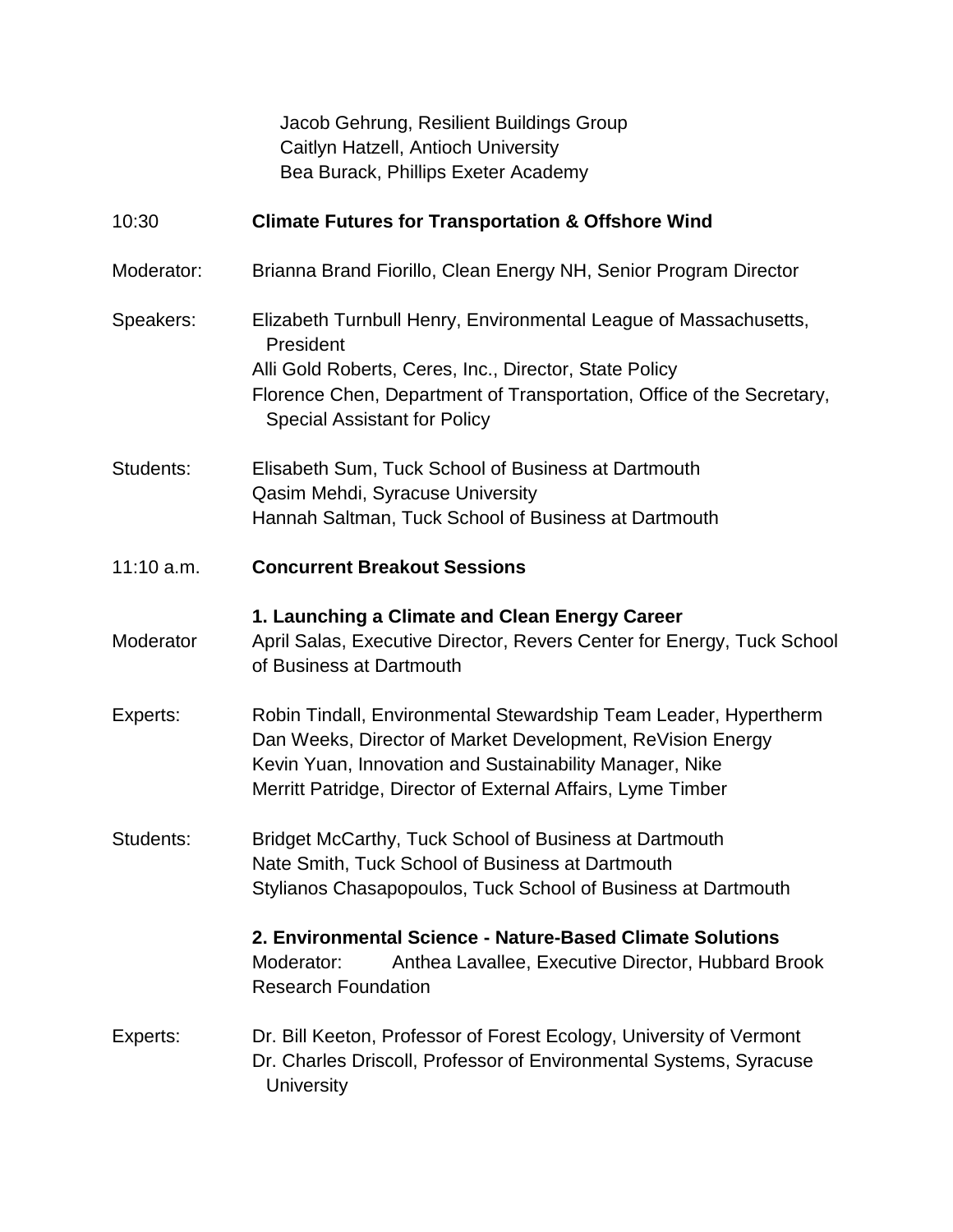Jacob Gehrung, Resilient Buildings Group
Caitlyn Hatzell, Antioch University
Bea Burack, Phillips Exeter Academy

10:30 **Climate Futures for Transportation & Offshore Wind**

Moderator: Brianna Brand Fiorillo, Clean Energy NH, Senior Program Director

Speakers: Elizabeth Turnbull Henry, Environmental League of Massachusetts, President
Alli Gold Roberts, Ceres, Inc., Director, State Policy
Florence Chen, Department of Transportation, Office of the Secretary, Special Assistant for Policy

Students: Elisabeth Sum, Tuck School of Business at Dartmouth
Qasim Mehdi, Syracuse University
Hannah Saltman, Tuck School of Business at Dartmouth

11:10 a.m. **Concurrent Breakout Sessions**

**1. Launching a Climate and Clean Energy Career**

Moderator April Salas, Executive Director, Revers Center for Energy, Tuck School of Business at Dartmouth

Experts: Robin Tindall, Environmental Stewardship Team Leader, Hypertherm
Dan Weeks, Director of Market Development, ReVision Energy
Kevin Yuan, Innovation and Sustainability Manager, Nike
Merritt Patridge, Director of External Affairs, Lyme Timber

Students: Bridget McCarthy, Tuck School of Business at Dartmouth
Nate Smith, Tuck School of Business at Dartmouth
Stylianos Chasapopoulos, Tuck School of Business at Dartmouth

**2. Environmental Science - Nature-Based Climate Solutions**

Moderator: Anthea Lavallee, Executive Director, Hubbard Brook Research Foundation

Experts: Dr. Bill Keeton, Professor of Forest Ecology, University of Vermont
Dr. Charles Driscoll, Professor of Environmental Systems, Syracuse University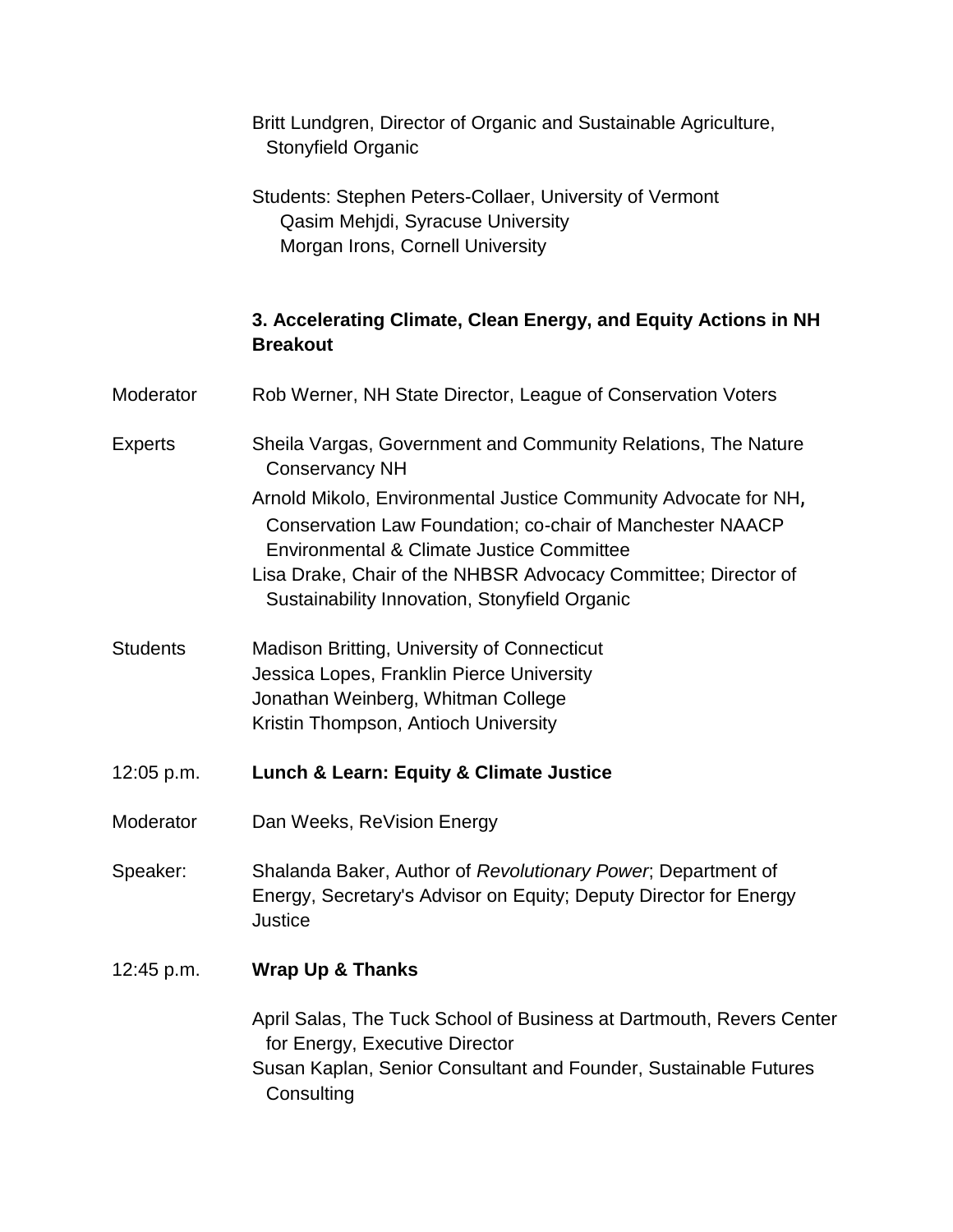Britt Lundgren, Director of Organic and Sustainable Agriculture, Stonyfield Organic

Students: Stephen Peters-Collaer, University of Vermont
Qasim Mehjdi, Syracuse University
Morgan Irons, Cornell University

**3. Accelerating Climate, Clean Energy, and Equity Actions in NH Breakout**

Moderator — Rob Werner, NH State Director, League of Conservation Voters

Experts — Sheila Vargas, Government and Community Relations, The Nature Conservancy NH

Arnold Mikolo, Environmental Justice Community Advocate for NH, Conservation Law Foundation; co-chair of Manchester NAACP Environmental & Climate Justice Committee

Lisa Drake, Chair of the NHBSR Advocacy Committee; Director of Sustainability Innovation, Stonyfield Organic

Students — Madison Britting, University of Connecticut
Jessica Lopes, Franklin Pierce University
Jonathan Weinberg, Whitman College
Kristin Thompson, Antioch University

12:05 p.m. — **Lunch & Learn: Equity & Climate Justice**

Moderator — Dan Weeks, ReVision Energy

Speaker: — Shalanda Baker, Author of *Revolutionary Power*; Department of Energy, Secretary's Advisor on Equity; Deputy Director for Energy Justice

12:45 p.m. — **Wrap Up & Thanks**

April Salas, The Tuck School of Business at Dartmouth, Revers Center for Energy, Executive Director

Susan Kaplan, Senior Consultant and Founder, Sustainable Futures Consulting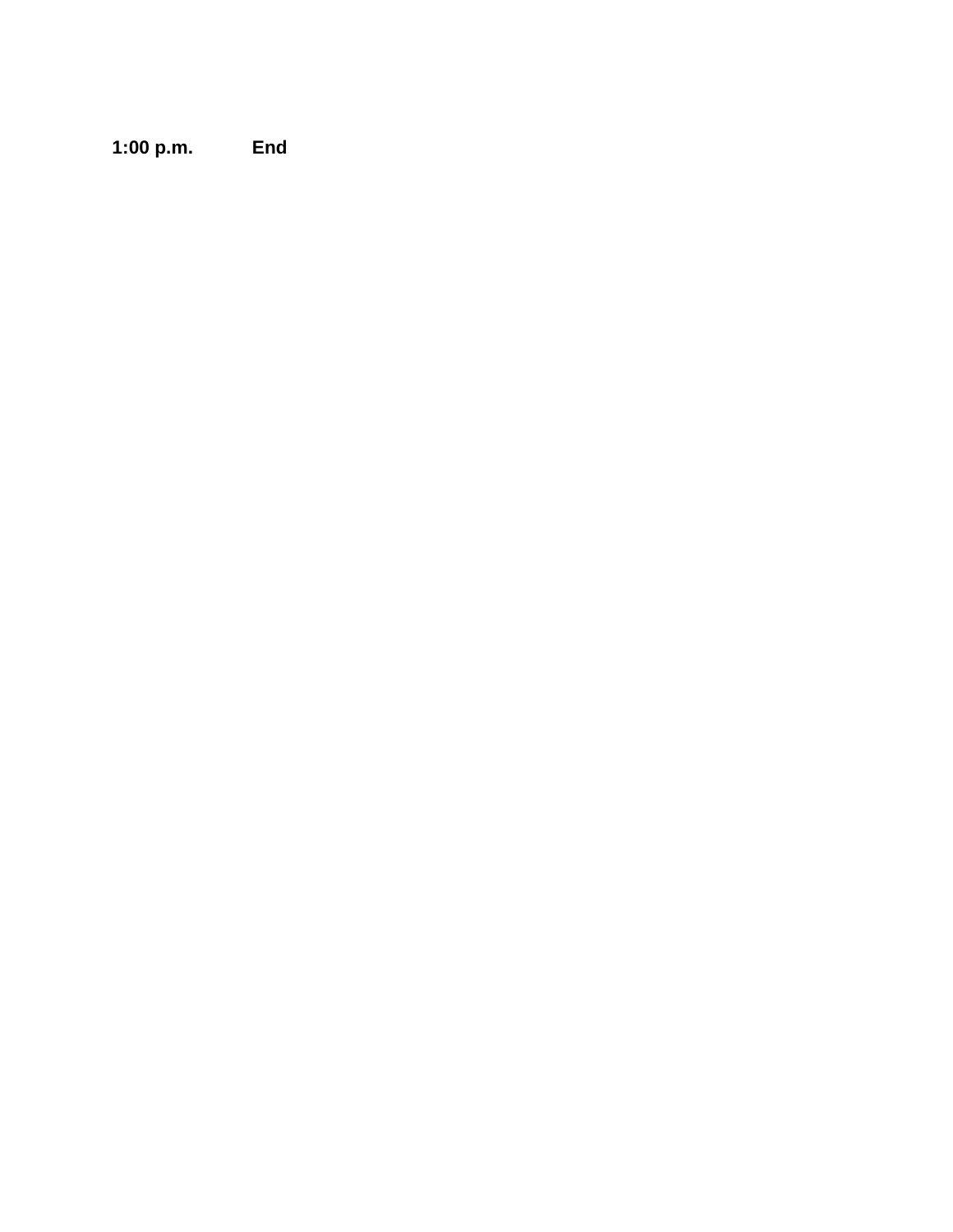**1:00 p.m.** **End**